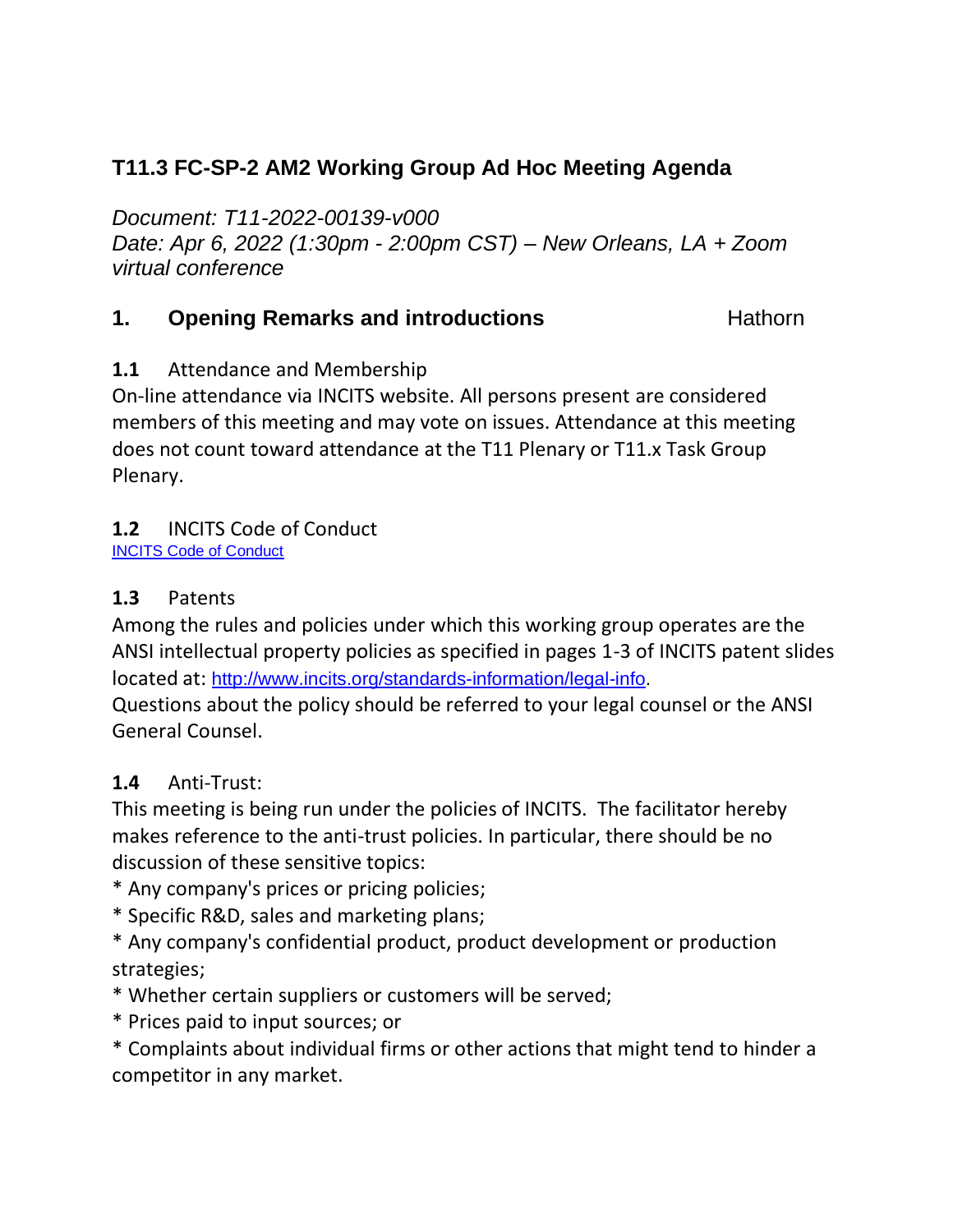## T11.3 FC-SP-2 AM2 Working Group Ad Hoc Meeting Agenda

*Document: T11-2022-00139-v000*
*Date: Apr 6, 2022 (1:30pm - 2:00pm CST) – New Orleans, LA + Zoom virtual conference*

### 1. Opening Remarks and introductions — Hathorn

**1.1** Attendance and Membership

On-line attendance via INCITS website. All persons present are considered members of this meeting and may vote on issues. Attendance at this meeting does not count toward attendance at the T11 Plenary or T11.x Task Group Plenary.

**1.2** INCITS Code of Conduct

[INCITS Code of Conduct]

**1.3** Patents

Among the rules and policies under which this working group operates are the ANSI intellectual property policies as specified in pages 1-3 of INCITS patent slides located at: http://www.incits.org/standards-information/legal-info.

Questions about the policy should be referred to your legal counsel or the ANSI General Counsel.

**1.4** Anti-Trust:

This meeting is being run under the policies of INCITS. The facilitator hereby makes reference to the anti-trust policies. In particular, there should be no discussion of these sensitive topics:

* Any company's prices or pricing policies;
* Specific R&D, sales and marketing plans;
* Any company's confidential product, product development or production strategies;
* Whether certain suppliers or customers will be served;
* Prices paid to input sources; or
* Complaints about individual firms or other actions that might tend to hinder a competitor in any market.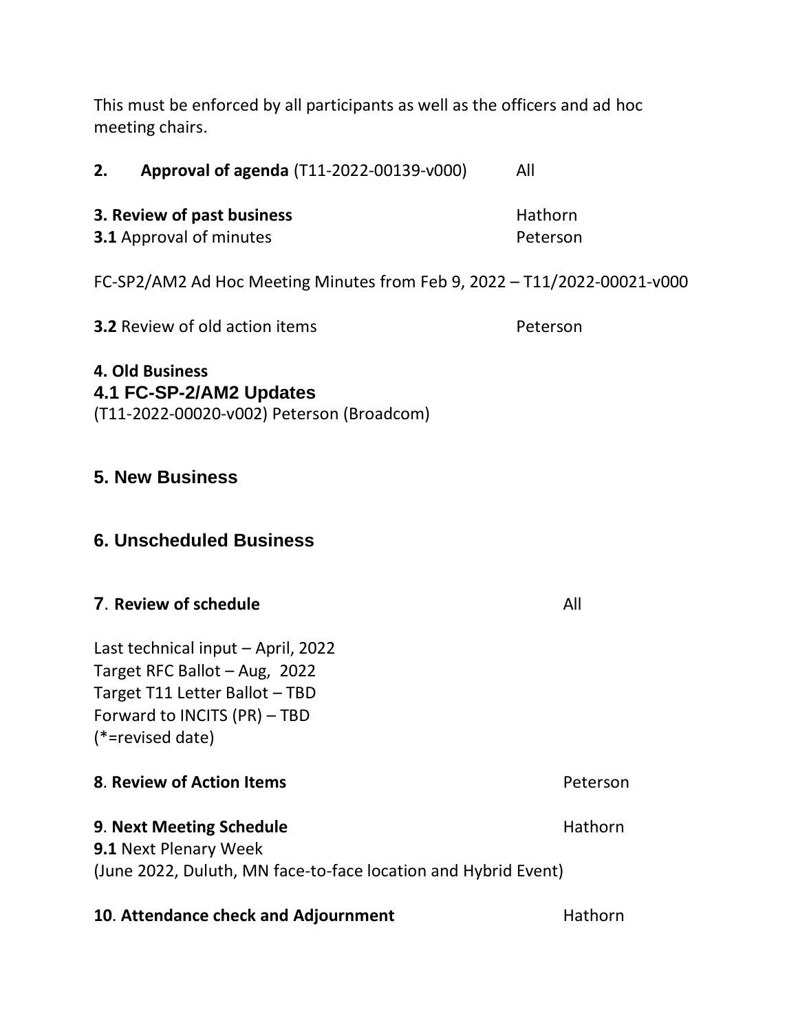This must be enforced by all participants as well as the officers and ad hoc meeting chairs.

**2. Approval of agenda** (T11-2022-00139-v000) All

**3. Review of past business** Hathorn
**3.1** Approval of minutes Peterson

FC-SP2/AM2 Ad Hoc Meeting Minutes from Feb 9, 2022 – T11/2022-00021-v000

**3.2** Review of old action items Peterson

**4. Old Business**

### 4.1 FC-SP-2/AM2 Updates

(T11-2022-00020-v002) Peterson (Broadcom)

### 5. New Business

### 6. Unscheduled Business

**7**. **Review of schedule** All

Last technical input – April, 2022
Target RFC Ballot – Aug, 2022
Target T11 Letter Ballot – TBD
Forward to INCITS (PR) – TBD
(*=revised date)

**8**. **Review of Action Items** Peterson

**9**. **Next Meeting Schedule** Hathorn
**9.1** Next Plenary Week
(June 2022, Duluth, MN face-to-face location and Hybrid Event)

**10**. **Attendance check and Adjournment** Hathorn